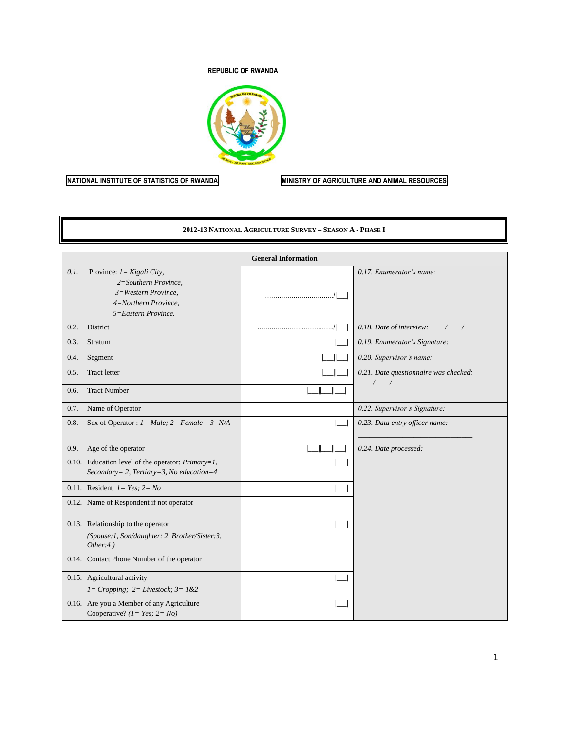REPUBLIC OF RWANDA

NATIONAL INSTITUTE OF STATISTICS OF RWANDA

MINISTRY OF AGRICULTURE AND ANIMAL RESOURCES

# 2012-13 NATIONAL AGRICULTURE SURVEY – SEASON A - PHASE I

| General Information | | |
|---|---|---|
| 0.1. Province: *1= Kigali City, 2=Southern Province, 3=Western Province, 4=Northern Province, 5=Eastern Province.* | ................................./\|__\| | *0.17. Enumerator's name:* ______________________________ |
| 0.2. District | ..................................../\|__\| | *0.18. Date of interview:* ____/____/_____ |
| 0.3. Stratum | \|__\| | *0.19. Enumerator's Signature:* |
| 0.4. Segment | \|__\|\|__\| | *0.20. Supervisor's name:* |
| 0.5. Tract letter | \|__\|\|__\| | *0.21. Date questionnaire was checked:* ____/____/____ |
| 0.6. Tract Number | \|__\|\|__\|\|__\| | |
| 0.7. Name of Operator | | *0.22. Supervisor's Signature:* |
| 0.8. Sex of Operator : *1= Male; 2= Female 3=N/A* | \|__\| | *0.23. Data entry officer name:* ______________________________ |
| 0.9. Age of the operator | \|__\|\|__\|\|__\| | *0.24. Date processed:* |
| 0.10. Education level of the operator: *Primary=1, Secondary= 2, Tertiary=3, No education=4* | \|__\| | |
| 0.11. Resident *1= Yes; 2= No* | \|__\| | |
| 0.12. Name of Respondent if not operator | | |
| 0.13. Relationship to the operator *(Spouse:1, Son/daughter: 2, Brother/Sister:3, Other:4 )* | \|__\| | |
| 0.14. Contact Phone Number of the operator | | |
| 0.15. Agricultural activity *1= Cropping; 2= Livestock; 3= 1&2* | \|__\| | |
| 0.16. Are you a Member of any Agriculture Cooperative? *(1= Yes; 2= No)* | \|__\| | |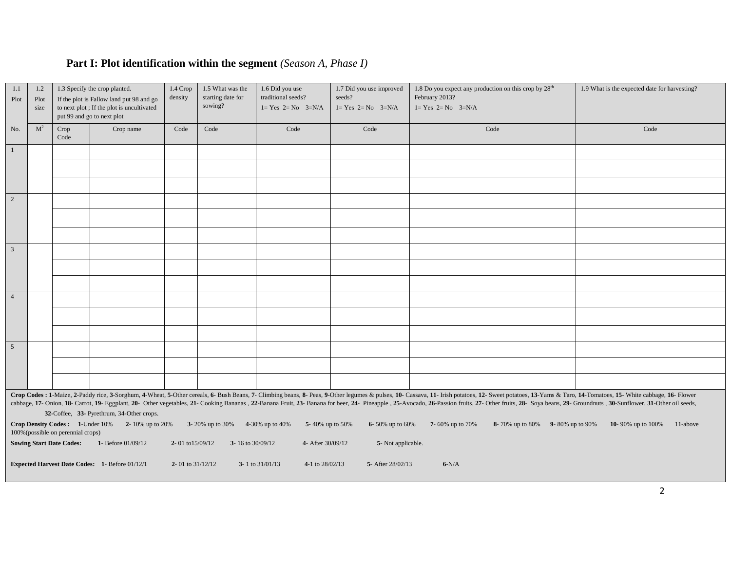## Part I: Plot identification within the segment *(Season A, Phase I)*

| 1.1 Plot | 1.2 Plot size | 1.3 Specify the crop planted. If the plot is Fallow land put 98 and go to next plot ; If the plot is uncultivated put 99 and go to next plot | | 1.4 Crop density | 1.5 What was the starting date for sowing? | 1.6 Did you use traditional seeds? 1= Yes 2= No 3=N/A | 1.7 Did you use improved seeds? 1= Yes 2= No 3=N/A | 1.8 Do you expect any production on this crop by 28th February 2013? 1= Yes 2= No 3=N/A | 1.9 What is the expected date for harvesting? |
|---|---|---|---|---|---|---|---|---|---|
| No. | $M^2$ | Crop Code | Crop name | Code | Code | Code | Code | Code | Code |
| 1 | | | | | | | | | |
| | | | | | | | | | |
| | | | | | | | | | |
| 2 | | | | | | | | | |
| | | | | | | | | | |
| | | | | | | | | | |
| 3 | | | | | | | | | |
| | | | | | | | | | |
| | | | | | | | | | |
| 4 | | | | | | | | | |
| | | | | | | | | | |
| | | | | | | | | | |
| 5 | | | | | | | | | |
| | | | | | | | | | |
| | | | | | | | | | |

**Crop Codes : 1**-Maize, **2**-Paddy rice, **3**-Sorghum, **4**-Wheat, **5**-Other cereals, **6**- Bush Beans, **7**- Climbing beans, **8**- Peas, **9**-Other legumes & pulses, **10**- Cassava, **11**- Irish potatoes, **12**- Sweet potatoes, **13**-Yams & Taro, **14**-Tomatoes, **15**- White cabbage, **16**- Flower cabbage, **17**- Onion, **18**- Carrot, **19**- Eggplant, **20**- Other vegetables, **21**- Cooking Bananas , **22**-Banana Fruit, **23**- Banana for beer, **24**- Pineapple , **25**-Avocado, **26**-Passion fruits, **27**- Other fruits, **28**- Soya beans, **29**- Groundnuts , **30**-Sunflower, **31**-Other oil seeds, **32**-Coffee, **33**- Pyrethrum, 34-Other crops.

**Crop Density Codes : 1**-Under 10% **2**- 10% up to 20% **3**- 20% up to 30% **4**-30% up to 40% **5**- 40% up to 50% **6**- 50% up to 60% **7**- 60% up to 70% **8**- 70% up to 80% **9**- 80% up to 90% **10**- 90% up to 100% 11-above 100%(possible on perennial crops)

**Sowing Start Date Codes: 1**- Before 01/09/12 **2**- 01 to15/09/12 **3**- 16 to 30/09/12 **4**- After 30/09/12 **5**- Not applicable.

**Expected Harvest Date Codes: 1**- Before 01/12/1 **2**- 01 to 31/12/12 **3**- 1 to 31/01/13 **4**-1 to 28/02/13 **5**- After 28/02/13 **6**-N/A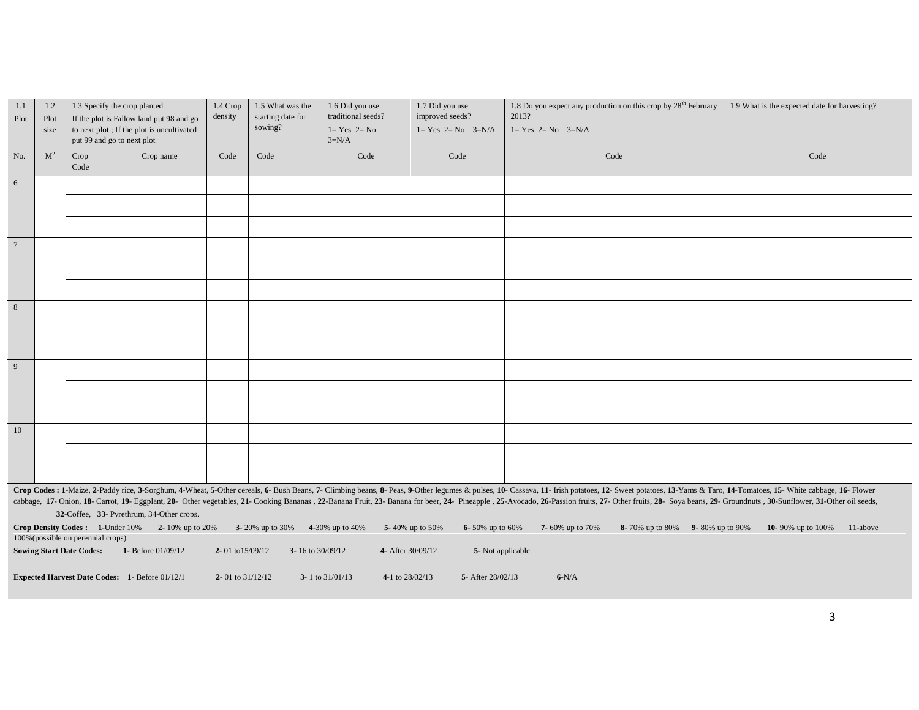| 1.1 Plot | 1.2 Plot size | 1.3 Specify the crop planted. If the plot is Fallow land put 98 and go to next plot ; If the plot is uncultivated put 99 and go to next plot | | 1.4 Crop density | 1.5 What was the starting date for sowing? | 1.6 Did you use traditional seeds? 1= Yes 2= No 3=N/A | 1.7 Did you use improved seeds? 1= Yes 2= No 3=N/A | 1.8 Do you expect any production on this crop by 28th February 2013? 1= Yes 2= No 3=N/A | 1.9 What is the expected date for harvesting? |
|---|---|---|---|---|---|---|---|---|---|
| No. | $M^2$ | Crop Code | Crop name | Code | Code | Code | Code | Code | Code |
| 6 | | | | | | | | | |
| | | | | | | | | | |
| | | | | | | | | | |
| 7 | | | | | | | | | |
| | | | | | | | | | |
| | | | | | | | | | |
| 8 | | | | | | | | | |
| | | | | | | | | | |
| | | | | | | | | | |
| 9 | | | | | | | | | |
| | | | | | | | | | |
| | | | | | | | | | |
| 10 | | | | | | | | | |
| | | | | | | | | | |
| | | | | | | | | | |

**Crop Codes : 1**-Maize, **2**-Paddy rice, **3**-Sorghum, **4**-Wheat, **5**-Other cereals, **6**- Bush Beans, **7**- Climbing beans, **8**- Peas, **9**-Other legumes & pulses, **10**- Cassava, **11**- Irish potatoes, **12**- Sweet potatoes, **13**-Yams & Taro, **14**-Tomatoes, **15**- White cabbage, **16**- Flower cabbage, **17**- Onion, **18**- Carrot, **19**- Eggplant, **20**- Other vegetables, **21**- Cooking Bananas , **22**-Banana Fruit, **23**- Banana for beer, **24**- Pineapple , **25**-Avocado, **26**-Passion fruits, **27**- Other fruits, **28**- Soya beans, **29**- Groundnuts , **30**-Sunflower, **31**-Other oil seeds, **32**-Coffee, **33**- Pyrethrum, 34-Other crops.

**Crop Density Codes : 1**-Under 10% **2**- 10% up to 20% **3**- 20% up to 30% **4**-30% up to 40% **5**- 40% up to 50% **6**- 50% up to 60% **7**- 60% up to 70% **8**- 70% up to 80% **9**- 80% up to 90% **10**- 90% up to 100% 11-above 100%(possible on perennial crops)

**Sowing Start Date Codes: 1**- Before 01/09/12 **2**- 01 to15/09/12 **3**- 16 to 30/09/12 **4**- After 30/09/12 **5**- Not applicable.

**Expected Harvest Date Codes: 1**- Before 01/12/1 **2**- 01 to 31/12/12 **3**- 1 to 31/01/13 **4**-1 to 28/02/13 **5**- After 28/02/13 **6**-N/A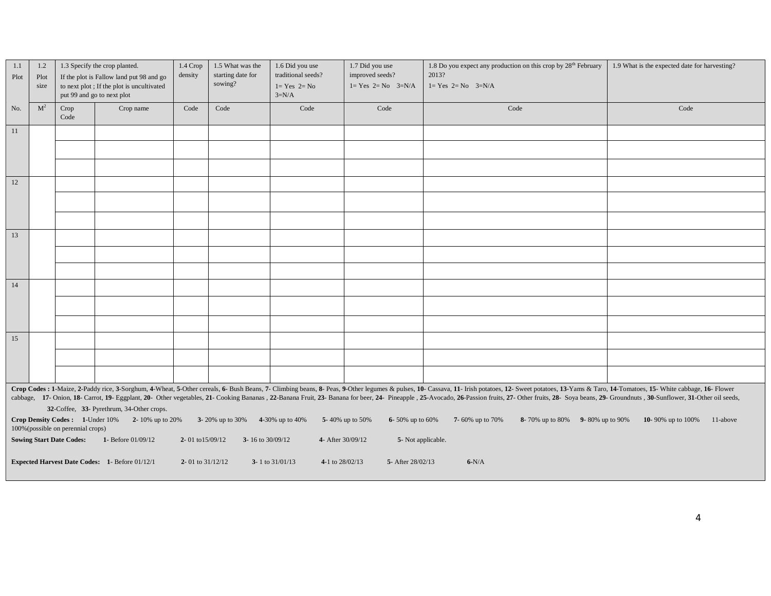| 1.1 Plot | 1.2 Plot size | 1.3 Specify the crop planted. If the plot is Fallow land put 98 and go to next plot ; If the plot is uncultivated put 99 and go to next plot | | 1.4 Crop density | 1.5 What was the starting date for sowing? | 1.6 Did you use traditional seeds? 1= Yes 2= No 3=N/A | 1.7 Did you use improved seeds? 1= Yes 2= No 3=N/A | 1.8 Do you expect any production on this crop by 28th February 2013? 1= Yes 2= No 3=N/A | 1.9 What is the expected date for harvesting? |
|---|---|---|---|---|---|---|---|---|---|
| No. | $M^2$ | Crop Code | Crop name | Code | Code | Code | Code | Code | Code |
| 11 | | | | | | | | | |
| | | | | | | | | | |
| | | | | | | | | | |
| 12 | | | | | | | | | |
| | | | | | | | | | |
| | | | | | | | | | |
| 13 | | | | | | | | | |
| | | | | | | | | | |
| | | | | | | | | | |
| 14 | | | | | | | | | |
| | | | | | | | | | |
| | | | | | | | | | |
| 15 | | | | | | | | | |
| | | | | | | | | | |
| | | | | | | | | | |

**Crop Codes : 1**-Maize, **2**-Paddy rice, **3**-Sorghum, **4**-Wheat, **5**-Other cereals, **6**- Bush Beans, **7**- Climbing beans, **8**- Peas, **9**-Other legumes & pulses, **10**- Cassava, **11**- Irish potatoes, **12**- Sweet potatoes, **13**-Yams & Taro, **14**-Tomatoes, **15**- White cabbage, **16**- Flower cabbage, **17**- Onion, **18**- Carrot, **19**- Eggplant, **20**- Other vegetables, **21**- Cooking Bananas , **22**-Banana Fruit, **23**- Banana for beer, **24**- Pineapple , **25**-Avocado, **26**-Passion fruits, **27**- Other fruits, **28**- Soya beans, **29**- Groundnuts , **30**-Sunflower, **31**-Other oil seeds, **32**-Coffee, **33**- Pyrethrum, 34-Other crops.

**Crop Density Codes : 1**-Under 10% **2**- 10% up to 20% **3**- 20% up to 30% **4**-30% up to 40% **5**- 40% up to 50% **6**- 50% up to 60% **7**- 60% up to 70% **8**- 70% up to 80% **9**- 80% up to 90% **10**- 90% up to 100% 11-above 100%(possible on perennial crops)

**Sowing Start Date Codes: 1**- Before 01/09/12 **2**- 01 to15/09/12 **3**- 16 to 30/09/12 **4**- After 30/09/12 **5**- Not applicable.

**Expected Harvest Date Codes: 1**- Before 01/12/1 **2**- 01 to 31/12/12 **3**- 1 to 31/01/13 **4**-1 to 28/02/13 **5**- After 28/02/13 **6**-N/A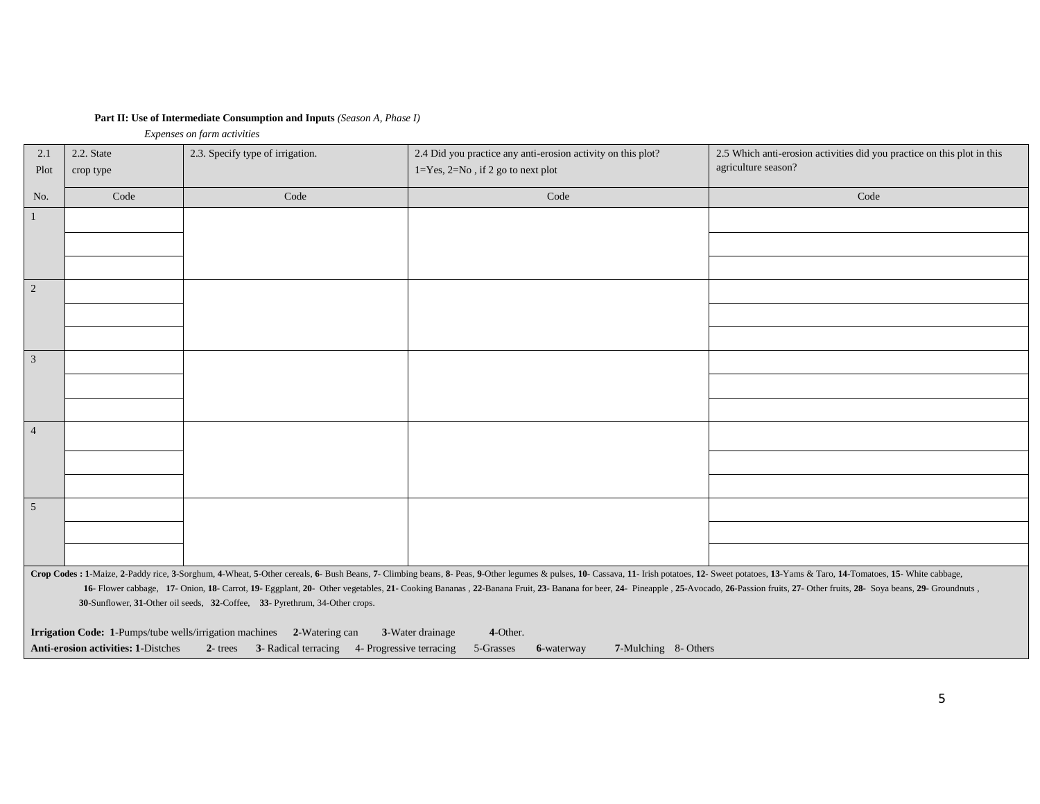**Part II: Use of Intermediate Consumption and Inputs** *(Season A, Phase I)*

*Expenses on farm activities*

| 2.1 Plot | 2.2. State crop type | 2.3. Specify type of irrigation. | 2.4 Did you practice any anti-erosion activity on this plot? 1=Yes, 2=No , if 2 go to next plot | 2.5 Which anti-erosion activities did you practice on this plot in this agriculture season? |
|---|---|---|---|---|
| No. | Code | Code | Code | Code |
| 1 | | | | |
| | | | | |
| | | | | |
| 2 | | | | |
| | | | | |
| | | | | |
| 3 | | | | |
| | | | | |
| | | | | |
| 4 | | | | |
| | | | | |
| | | | | |
| 5 | | | | |
| | | | | |
| | | | | |

**Crop Codes : 1**-Maize, **2**-Paddy rice, **3**-Sorghum, **4**-Wheat, **5**-Other cereals, **6**- Bush Beans, **7**- Climbing beans, **8**- Peas, **9**-Other legumes & pulses, **10**- Cassava, **11**- Irish potatoes, **12**- Sweet potatoes, **13**-Yams & Taro, **14**-Tomatoes, **15**- White cabbage, **16**- Flower cabbage, **17**- Onion, **18**- Carrot, **19**- Eggplant, **20**- Other vegetables, **21**- Cooking Bananas , **22**-Banana Fruit, **23**- Banana for beer, **24**- Pineapple , **25**-Avocado, **26**-Passion fruits, **27**- Other fruits, **28**- Soya beans, **29**- Groundnuts , **30**-Sunflower, **31**-Other oil seeds, **32**-Coffee, **33**- Pyrethrum, 34-Other crops.

**Irrigation Code: 1**-Pumps/tube wells/irrigation machines **2**-Watering can **3**-Water drainage **4**-Other.

**Anti-erosion activities: 1**-Distches **2**- trees **3**- Radical terracing 4- Progressive terracing 5-Grasses **6**-waterway **7**-Mulching 8- Others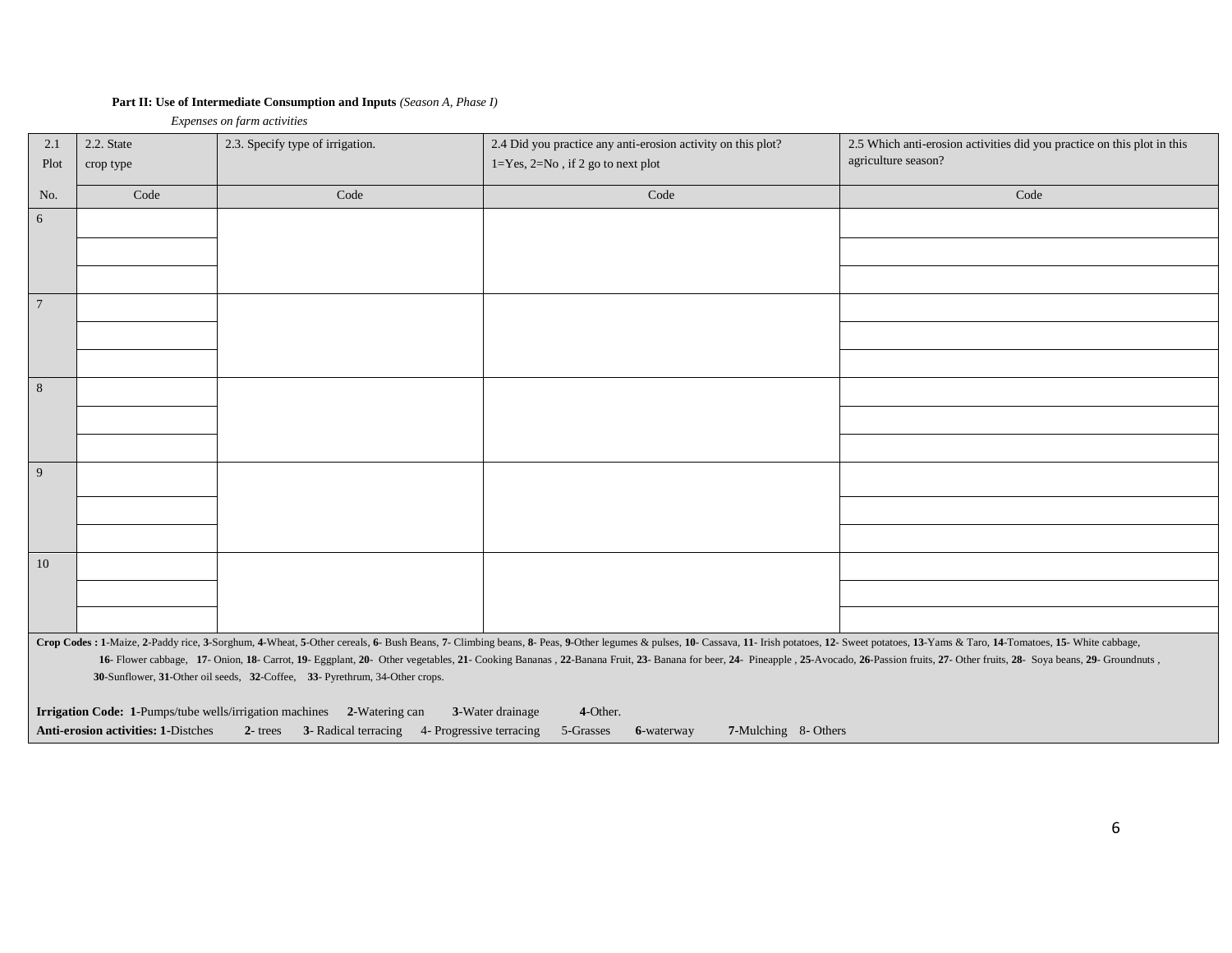**Part II: Use of Intermediate Consumption and Inputs** *(Season A, Phase I)*

*Expenses on farm activities*

| 2.1 Plot | 2.2. State crop type | 2.3. Specify type of irrigation. | 2.4 Did you practice any anti-erosion activity on this plot? 1=Yes, 2=No , if 2 go to next plot | 2.5 Which anti-erosion activities did you practice on this plot in this agriculture season? |
|---|---|---|---|---|
| No. | Code | Code | Code | Code |
| 6 | | | | |
| | | | | |
| | | | | |
| 7 | | | | |
| | | | | |
| | | | | |
| 8 | | | | |
| | | | | |
| | | | | |
| 9 | | | | |
| | | | | |
| | | | | |
| 10 | | | | |
| | | | | |
| | | | | |

**Crop Codes : 1**-Maize, **2**-Paddy rice, **3**-Sorghum, **4**-Wheat, **5**-Other cereals, **6**- Bush Beans, **7**- Climbing beans, **8**- Peas, **9**-Other legumes & pulses, **10**- Cassava, **11**- Irish potatoes, **12**- Sweet potatoes, **13**-Yams & Taro, **14**-Tomatoes, **15**- White cabbage, **16**- Flower cabbage, **17**- Onion, **18**- Carrot, **19**- Eggplant, **20**- Other vegetables, **21**- Cooking Bananas , **22**-Banana Fruit, **23**- Banana for beer, **24**- Pineapple , **25**-Avocado, **26**-Passion fruits, **27**- Other fruits, **28**- Soya beans, **29**- Groundnuts , **30**-Sunflower, **31**-Other oil seeds, **32**-Coffee, **33**- Pyrethrum, 34-Other crops.

**Irrigation Code: 1**-Pumps/tube wells/irrigation machines **2**-Watering can **3**-Water drainage **4**-Other.

**Anti-erosion activities: 1**-Distches **2**- trees **3**- Radical terracing 4- Progressive terracing 5-Grasses **6**-waterway **7**-Mulching 8- Others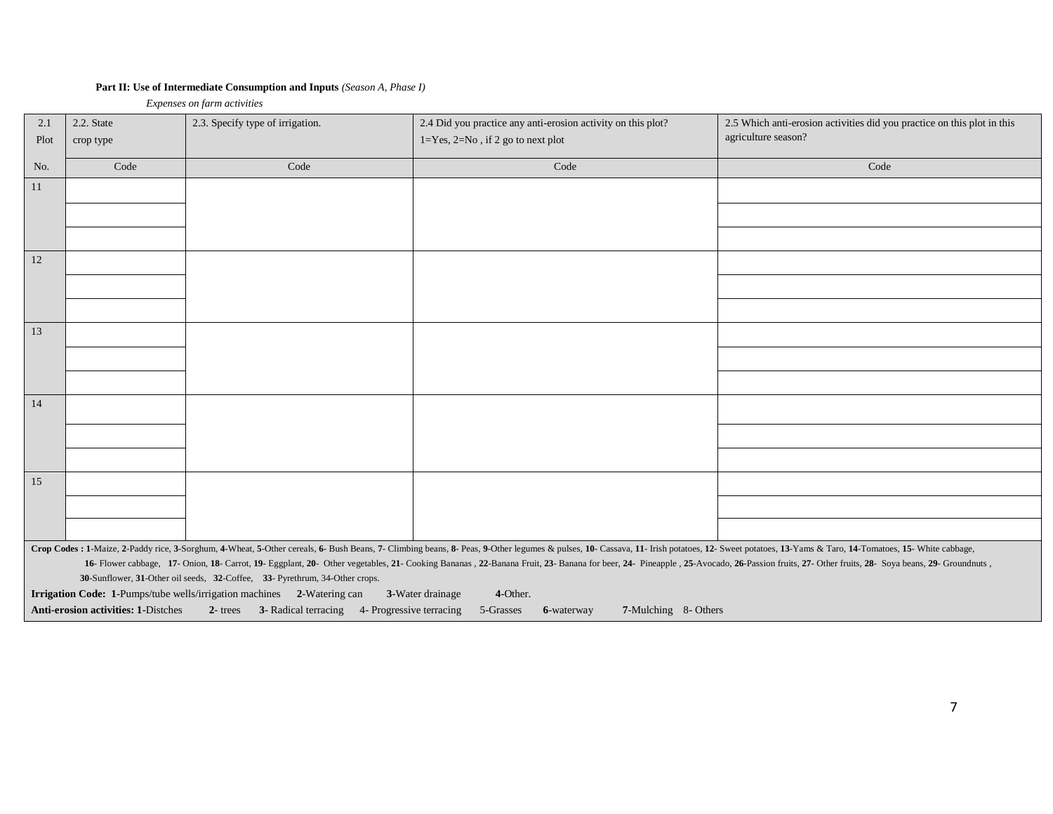**Part II: Use of Intermediate Consumption and Inputs** *(Season A, Phase I)*

*Expenses on farm activities*

| 2.1 Plot | 2.2. State crop type | 2.3. Specify type of irrigation. | 2.4 Did you practice any anti-erosion activity on this plot? 1=Yes, 2=No , if 2 go to next plot | 2.5 Which anti-erosion activities did you practice on this plot in this agriculture season? |
|---|---|---|---|---|
| No. | Code | Code | Code | Code |
| 11 | | | | |
| | | | | |
| | | | | |
| 12 | | | | |
| | | | | |
| | | | | |
| 13 | | | | |
| | | | | |
| | | | | |
| 14 | | | | |
| | | | | |
| | | | | |
| 15 | | | | |
| | | | | |
| | | | | |

**Crop Codes : 1**-Maize, **2**-Paddy rice, **3**-Sorghum, **4**-Wheat, **5**-Other cereals, **6**- Bush Beans, **7**- Climbing beans, **8**- Peas, **9**-Other legumes & pulses, **10**- Cassava, **11**- Irish potatoes, **12**- Sweet potatoes, **13**-Yams & Taro, **14**-Tomatoes, **15**- White cabbage, **16**- Flower cabbage, **17**- Onion, **18**- Carrot, **19**- Eggplant, **20**- Other vegetables, **21**- Cooking Bananas , **22**-Banana Fruit, **23**- Banana for beer, **24**- Pineapple , **25**-Avocado, **26**-Passion fruits, **27**- Other fruits, **28**- Soya beans, **29**- Groundnuts , **30**-Sunflower, **31**-Other oil seeds, **32**-Coffee, **33**- Pyrethrum, 34-Other crops.

**Irrigation Code: 1**-Pumps/tube wells/irrigation machines **2**-Watering can **3**-Water drainage **4**-Other.

**Anti-erosion activities: 1**-Distches **2**- trees **3**- Radical terracing 4- Progressive terracing 5-Grasses **6**-waterway **7**-Mulching 8- Others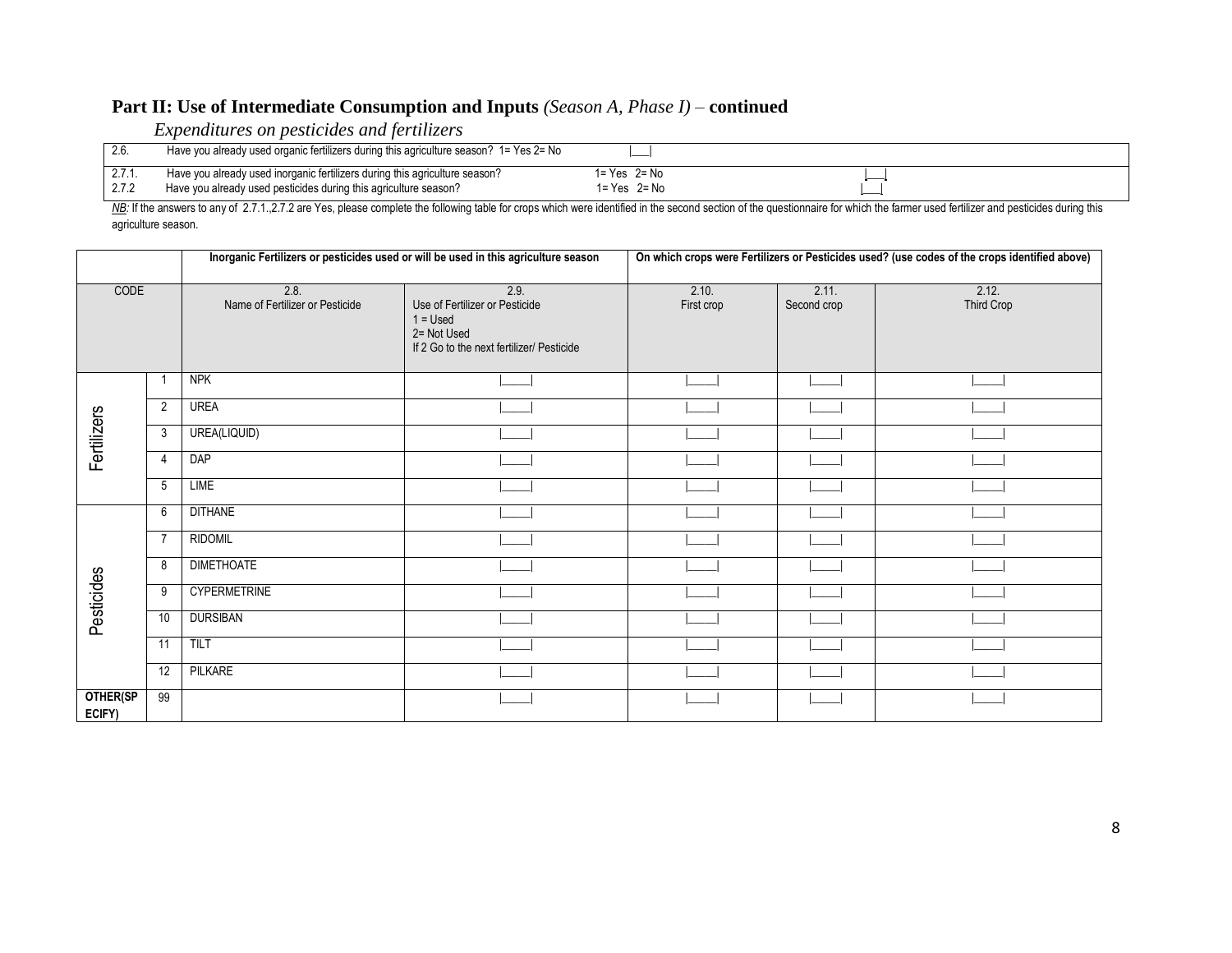## Part II: Use of Intermediate Consumption and Inputs *(Season A, Phase I)* – continued

*Expenditures on pesticides and fertilizers*

| | | | |
|---|---|---|---|
| 2.6. | Have you already used organic fertilizers during this agriculture season? 1= Yes 2= No | | \|___\| |
| 2.7.1. | Have you already used inorganic fertilizers during this agriculture season? | 1= Yes 2= No | \|___\| |
| 2.7.2 | Have you already used pesticides during this agriculture season? | 1= Yes 2= No | \|___\| |

*NB:* If the answers to any of 2.7.1.,2.7.2 are Yes, please complete the following table for crops which were identified in the second section of the questionnaire for which the farmer used fertilizer and pesticides during this agriculture season.

| | | Inorganic Fertilizers or pesticides used or will be used in this agriculture season | | On which crops were Fertilizers or Pesticides used? (use codes of the crops identified above) | | |
|---|---|---|---|---|---|---|
| CODE | | 2.8. Name of Fertilizer or Pesticide | 2.9. Use of Fertilizer or Pesticide 1 = Used 2= Not Used If 2 Go to the next fertilizer/ Pesticide | 2.10. First crop | 2.11. Second crop | 2.12. Third Crop |
| Fertilizers | 1 | NPK | \|_____\| | \|_____\| | \|_____\| | \|_____\| |
| | 2 | UREA | \|_____\| | \|_____\| | \|_____\| | \|_____\| |
| | 3 | UREA(LIQUID) | \|_____\| | \|_____\| | \|_____\| | \|_____\| |
| | 4 | DAP | \|_____\| | \|_____\| | \|_____\| | \|_____\| |
| | 5 | LIME | \|_____\| | \|_____\| | \|_____\| | \|_____\| |
| Pesticides | 6 | DITHANE | \|_____\| | \|_____\| | \|_____\| | \|_____\| |
| | 7 | RIDOMIL | \|_____\| | \|_____\| | \|_____\| | \|_____\| |
| | 8 | DIMETHOATE | \|_____\| | \|_____\| | \|_____\| | \|_____\| |
| | 9 | CYPERMETRINE | \|_____\| | \|_____\| | \|_____\| | \|_____\| |
| | 10 | DURSIBAN | \|_____\| | \|_____\| | \|_____\| | \|_____\| |
| | 11 | TILT | \|_____\| | \|_____\| | \|_____\| | \|_____\| |
| | 12 | PILKARE | \|_____\| | \|_____\| | \|_____\| | \|_____\| |
| **OTHER(SPECIFY)** | 99 | | \|_____\| | \|_____\| | \|_____\| | \|_____\| |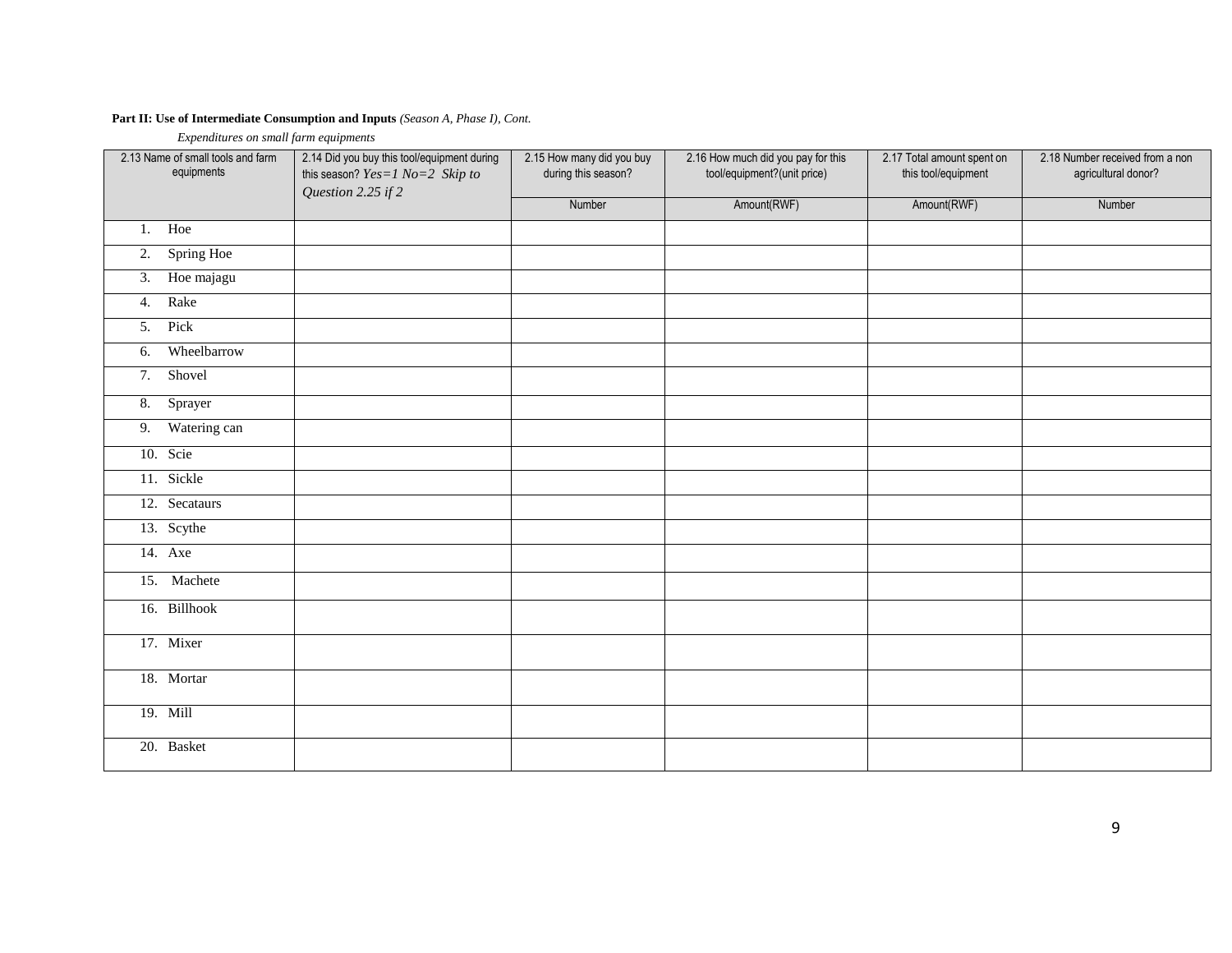**Part II: Use of Intermediate Consumption and Inputs** *(Season A, Phase I), Cont.*

*Expenditures on small farm equipments*

| 2.13 Name of small tools and farm equipments | 2.14 Did you buy this tool/equipment during this season? *Yes=1 No=2 Skip to Question 2.25 if 2* | 2.15 How many did you buy during this season? | 2.16 How much did you pay for this tool/equipment?(unit price) | 2.17 Total amount spent on this tool/equipment | 2.18 Number received from a non agricultural donor? |
|---|---|---|---|---|---|
| | | Number | Amount(RWF) | Amount(RWF) | Number |
| 1. Hoe | | | | | |
| 2. Spring Hoe | | | | | |
| 3. Hoe majagu | | | | | |
| 4. Rake | | | | | |
| 5. Pick | | | | | |
| 6. Wheelbarrow | | | | | |
| 7. Shovel | | | | | |
| 8. Sprayer | | | | | |
| 9. Watering can | | | | | |
| 10. Scie | | | | | |
| 11. Sickle | | | | | |
| 12. Secataurs | | | | | |
| 13. Scythe | | | | | |
| 14. Axe | | | | | |
| 15. Machete | | | | | |
| 16. Billhook | | | | | |
| 17. Mixer | | | | | |
| 18. Mortar | | | | | |
| 19. Mill | | | | | |
| 20. Basket | | | | | |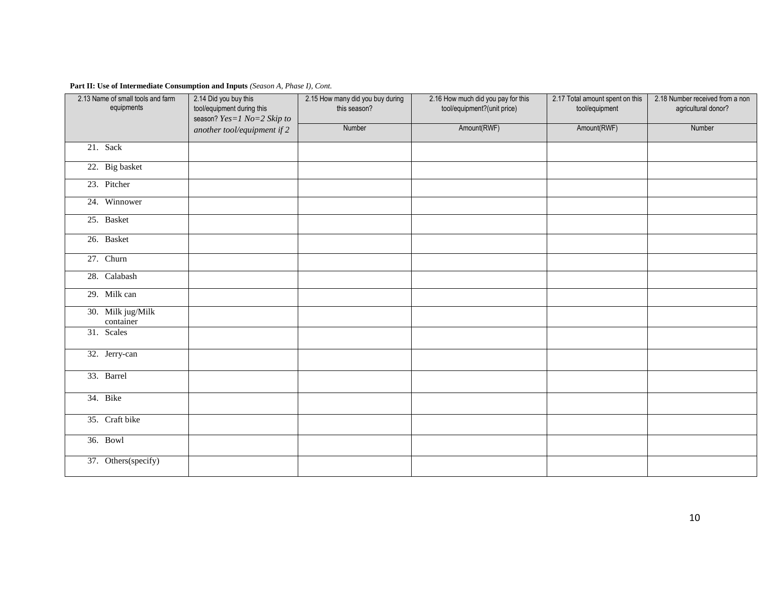**Part II: Use of Intermediate Consumption and Inputs** *(Season A, Phase I), Cont.*

| 2.13 Name of small tools and farm equipments | 2.14 Did you buy this tool/equipment during this season? *Yes=1 No=2 Skip to another tool/equipment if 2* | 2.15 How many did you buy during this season? | 2.16 How much did you pay for this tool/equipment?(unit price) | 2.17 Total amount spent on this tool/equipment | 2.18 Number received from a non agricultural donor? |
|---|---|---|---|---|---|
| | | Number | Amount(RWF) | Amount(RWF) | Number |
| 21. Sack | | | | | |
| 22. Big basket | | | | | |
| 23. Pitcher | | | | | |
| 24. Winnower | | | | | |
| 25. Basket | | | | | |
| 26. Basket | | | | | |
| 27. Churn | | | | | |
| 28. Calabash | | | | | |
| 29. Milk can | | | | | |
| 30. Milk jug/Milk container | | | | | |
| 31. Scales | | | | | |
| 32. Jerry-can | | | | | |
| 33. Barrel | | | | | |
| 34. Bike | | | | | |
| 35. Craft bike | | | | | |
| 36. Bowl | | | | | |
| 37. Others(specify) | | | | | |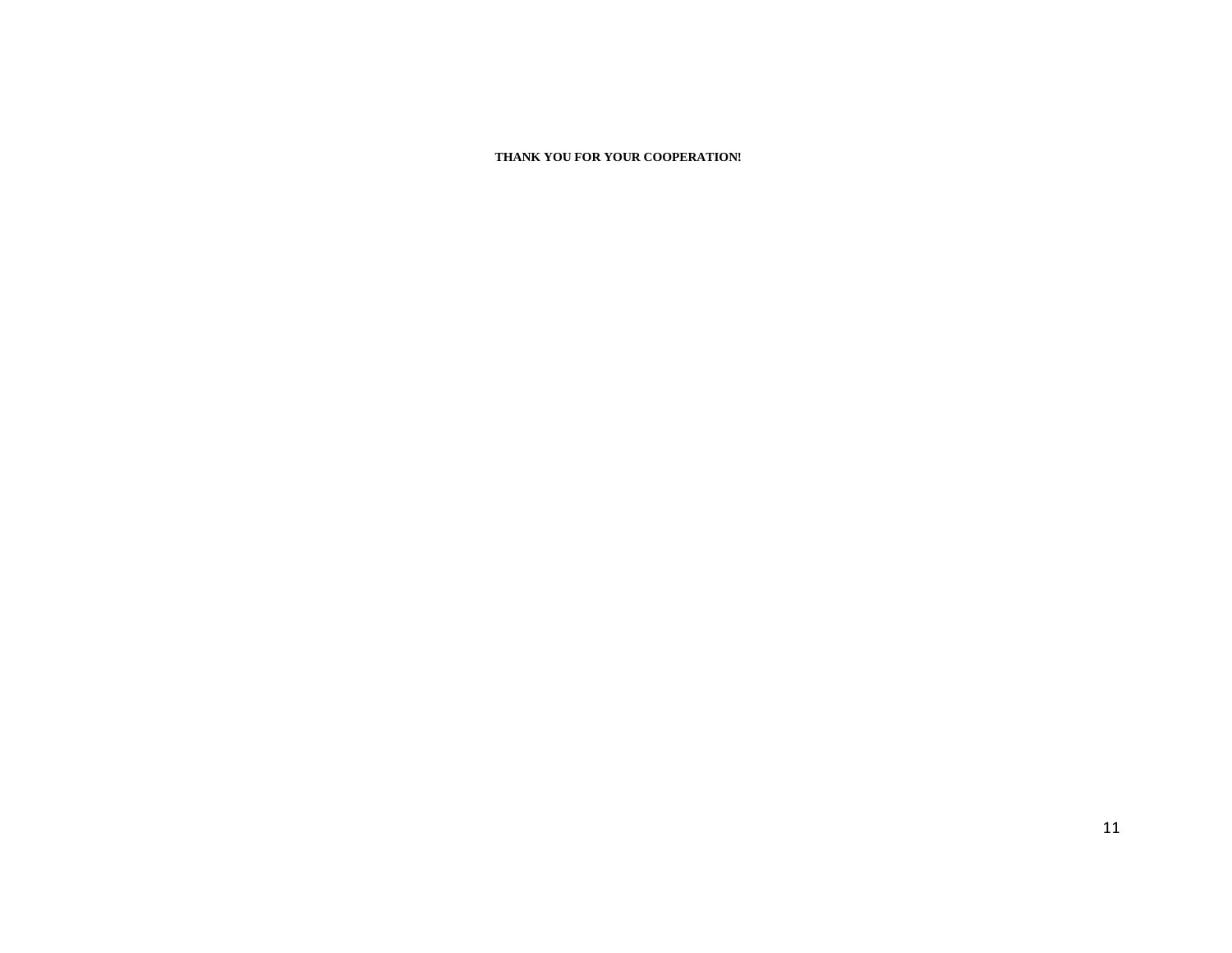**THANK YOU FOR YOUR COOPERATION!**